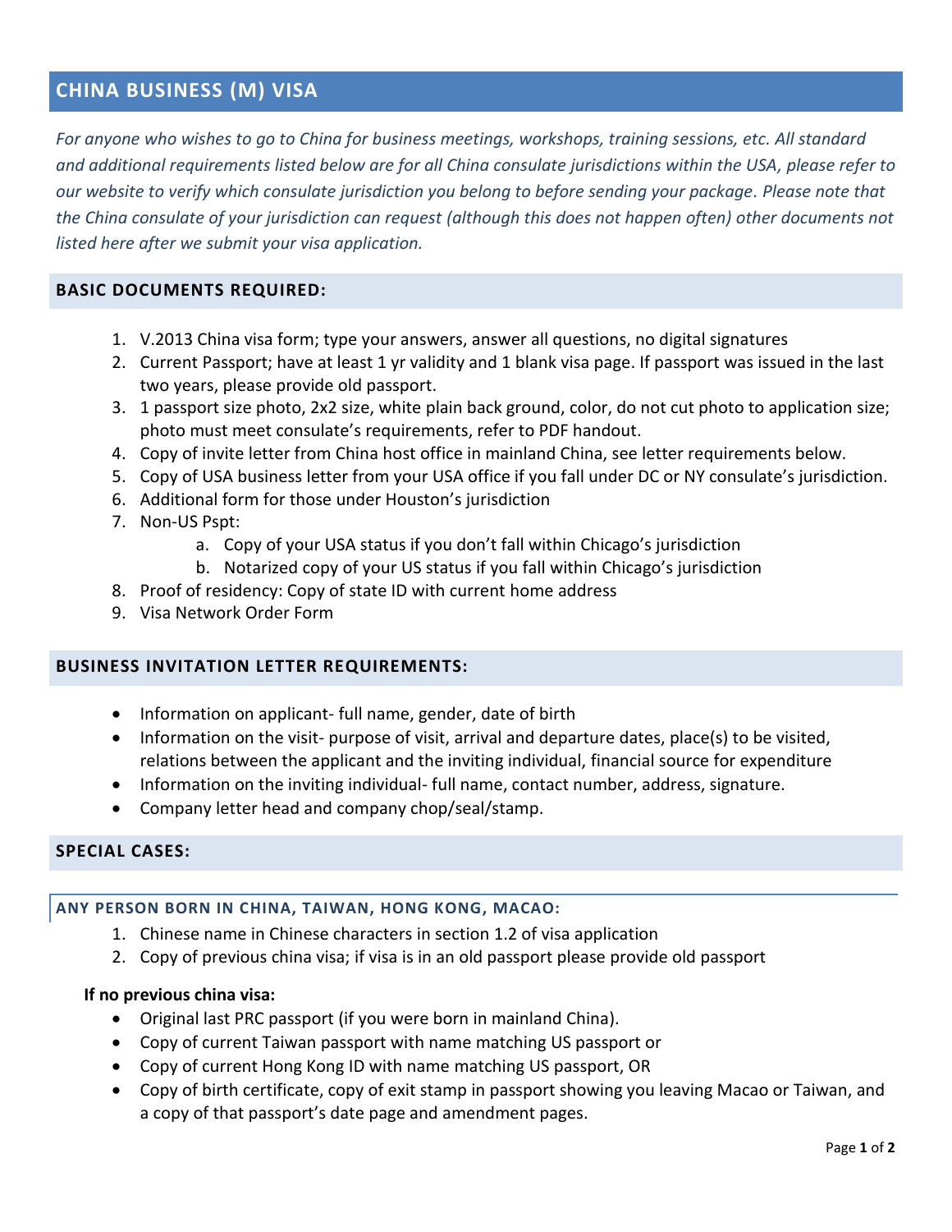# CHINA BUSINESS (M) VISA

*For anyone who wishes to go to China for business meetings, workshops, training sessions, etc. All standard and additional requirements listed below are for all China consulate jurisdictions within the USA, please refer to our website to verify which consulate jurisdiction you belong to before sending your package. Please note that the China consulate of your jurisdiction can request (although this does not happen often) other documents not listed here after we submit your visa application.*

## BASIC DOCUMENTS REQUIRED:

1. V.2013 China visa form; type your answers, answer all questions, no digital signatures
2. Current Passport; have at least 1 yr validity and 1 blank visa page. If passport was issued in the last two years, please provide old passport.
3. 1 passport size photo, 2x2 size, white plain back ground, color, do not cut photo to application size; photo must meet consulate's requirements, refer to PDF handout.
4. Copy of invite letter from China host office in mainland China, see letter requirements below.
5. Copy of USA business letter from your USA office if you fall under DC or NY consulate's jurisdiction.
6. Additional form for those under Houston's jurisdiction
7. Non-US Pspt:
   a. Copy of your USA status if you don't fall within Chicago's jurisdiction
   b. Notarized copy of your US status if you fall within Chicago's jurisdiction
8. Proof of residency: Copy of state ID with current home address
9. Visa Network Order Form

## BUSINESS INVITATION LETTER REQUIREMENTS:

- Information on applicant- full name, gender, date of birth
- Information on the visit- purpose of visit, arrival and departure dates, place(s) to be visited, relations between the applicant and the inviting individual, financial source for expenditure
- Information on the inviting individual- full name, contact number, address, signature.
- Company letter head and company chop/seal/stamp.

## SPECIAL CASES:

### ANY PERSON BORN IN CHINA, TAIWAN, HONG KONG, MACAO:

1. Chinese name in Chinese characters in section 1.2 of visa application
2. Copy of previous china visa; if visa is in an old passport please provide old passport

**If no previous china visa:**

- Original last PRC passport (if you were born in mainland China).
- Copy of current Taiwan passport with name matching US passport or
- Copy of current Hong Kong ID with name matching US passport, OR
- Copy of birth certificate, copy of exit stamp in passport showing you leaving Macao or Taiwan, and a copy of that passport's date page and amendment pages.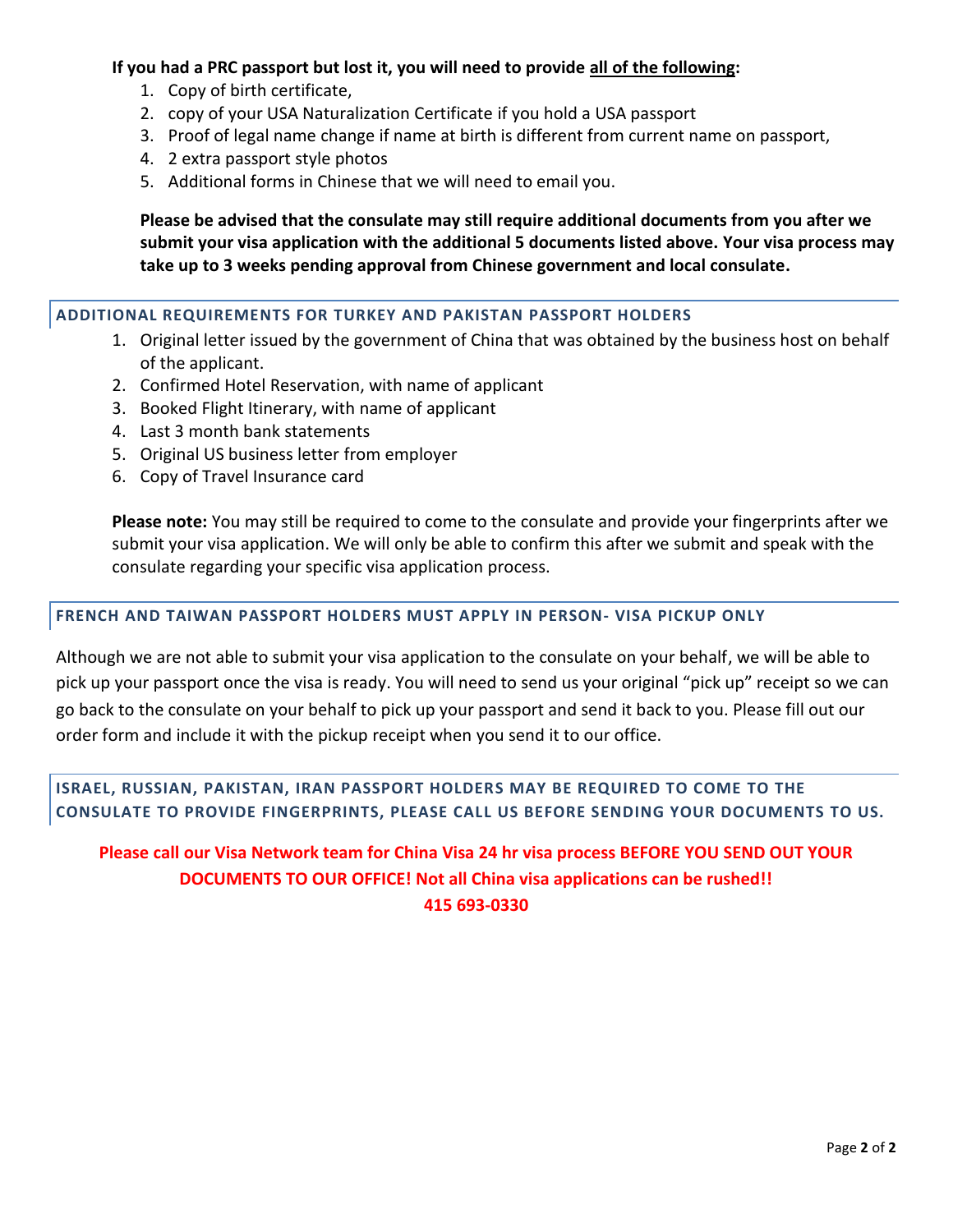**If you had a PRC passport but lost it, you will need to provide all of the following:**

1. Copy of birth certificate,
2. copy of your USA Naturalization Certificate if you hold a USA passport
3. Proof of legal name change if name at birth is different from current name on passport,
4. 2 extra passport style photos
5. Additional forms in Chinese that we will need to email you.

**Please be advised that the consulate may still require additional documents from you after we submit your visa application with the additional 5 documents listed above. Your visa process may take up to 3 weeks pending approval from Chinese government and local consulate.**

## ADDITIONAL REQUIREMENTS FOR TURKEY AND PAKISTAN PASSPORT HOLDERS

1. Original letter issued by the government of China that was obtained by the business host on behalf of the applicant.
2. Confirmed Hotel Reservation, with name of applicant
3. Booked Flight Itinerary, with name of applicant
4. Last 3 month bank statements
5. Original US business letter from employer
6. Copy of Travel Insurance card

**Please note:** You may still be required to come to the consulate and provide your fingerprints after we submit your visa application. We will only be able to confirm this after we submit and speak with the consulate regarding your specific visa application process.

## FRENCH AND TAIWAN PASSPORT HOLDERS MUST APPLY IN PERSON- VISA PICKUP ONLY

Although we are not able to submit your visa application to the consulate on your behalf, we will be able to pick up your passport once the visa is ready. You will need to send us your original "pick up" receipt so we can go back to the consulate on your behalf to pick up your passport and send it back to you. Please fill out our order form and include it with the pickup receipt when you send it to our office.

## ISRAEL, RUSSIAN, PAKISTAN, IRAN PASSPORT HOLDERS MAY BE REQUIRED TO COME TO THE CONSULATE TO PROVIDE FINGERPRINTS, PLEASE CALL US BEFORE SENDING YOUR DOCUMENTS TO US.

**Please call our Visa Network team for China Visa 24 hr visa process BEFORE YOU SEND OUT YOUR DOCUMENTS TO OUR OFFICE! Not all China visa applications can be rushed!!**

**415 693-0330**